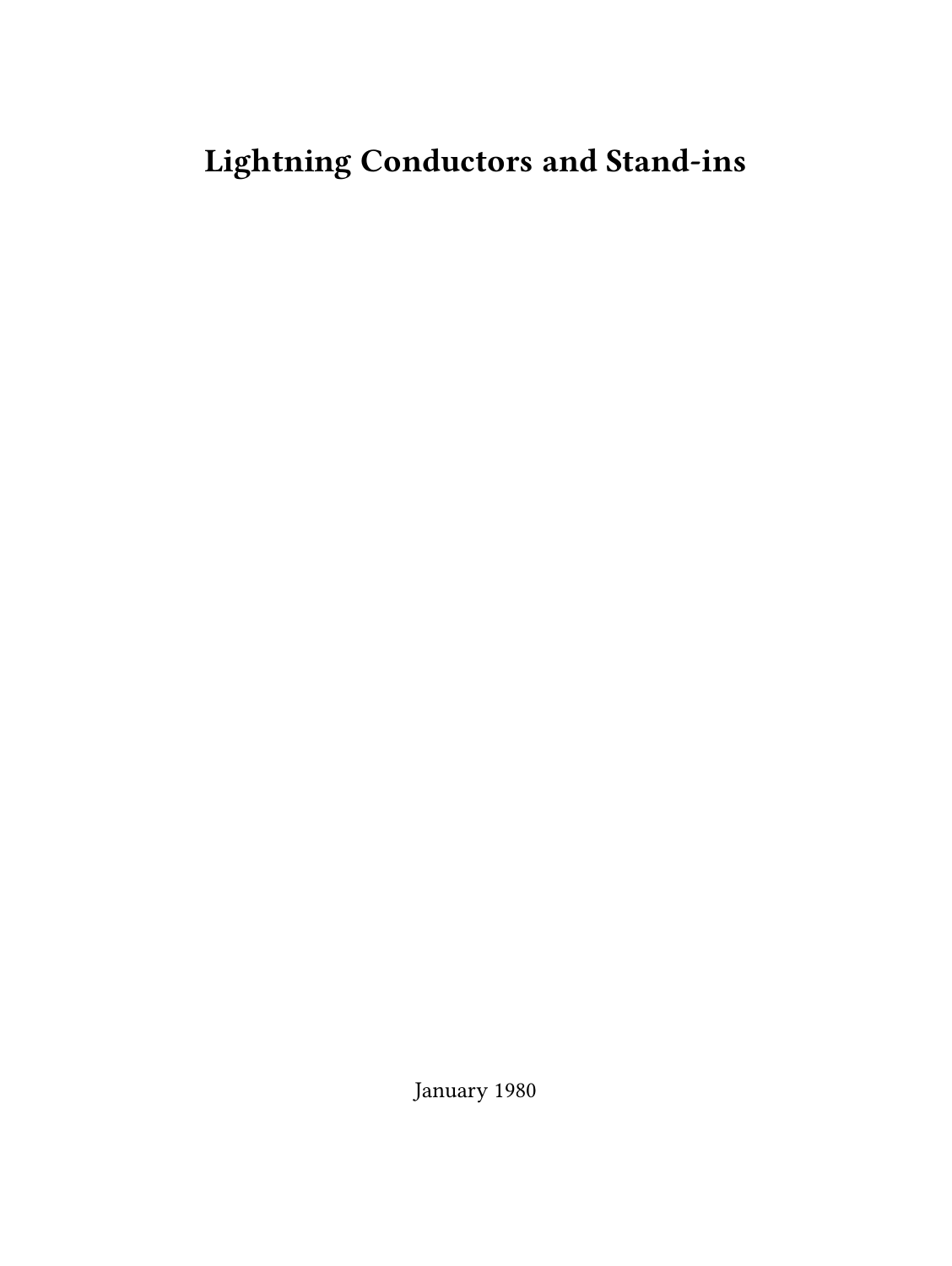# Lightning Conductors and Stand-ins

January 1980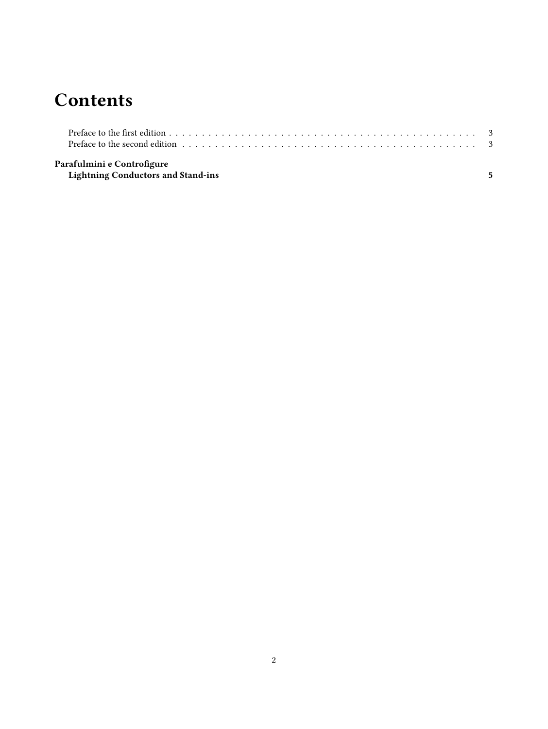# Contents

- Preface to the first edition . . . . . . . . . . 3
- Preface to the second edition . . . . . . . . . . 3

**Parafulmini e Controfigure**
**Lightning Conductors and Stand-ins** **5**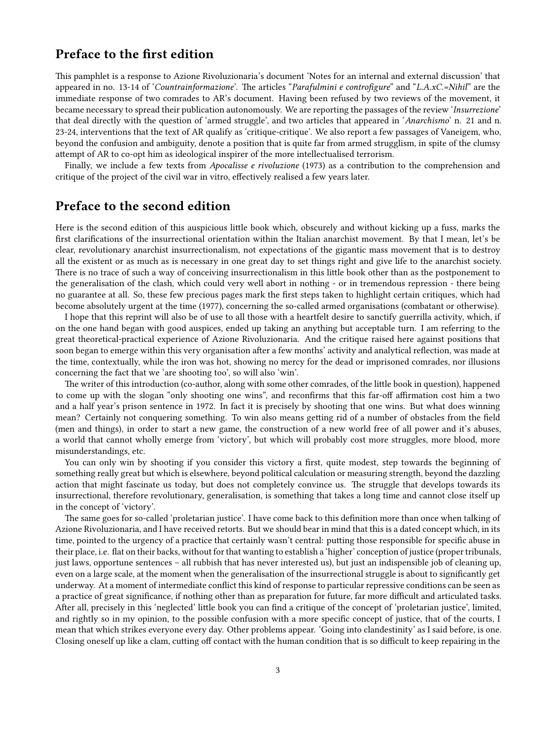## Preface to the first edition

This pamphlet is a response to Azione Rivoluzionaria's document 'Notes for an internal and external discussion' that appeared in no. 13-14 of '*Countrainformazione*'. The articles "*Parafulmini e controfigure*" and "*L.A.xC.=Nihil*" are the immediate response of two comrades to AR's document. Having been refused by two reviews of the movement, it became necessary to spread their publication autonomously. We are reporting the passages of the review '*Insurrezione*' that deal directly with the question of 'armed struggle', and two articles that appeared in '*Anarchismo*' n. 21 and n. 23-24, interventions that the text of AR qualify as 'critique-critique'. We also report a few passages of Vaneigem, who, beyond the confusion and ambiguity, denote a position that is quite far from armed strugglism, in spite of the clumsy attempt of AR to co-opt him as ideological inspirer of the more intellectualised terrorism.

Finally, we include a few texts from *Apocalisse e rivoluzione* (1973) as a contribution to the comprehension and critique of the project of the civil war in vitro, effectively realised a few years later.

## Preface to the second edition

Here is the second edition of this auspicious little book which, obscurely and without kicking up a fuss, marks the first clarifications of the insurrectional orientation within the Italian anarchist movement. By that I mean, let's be clear, revolutionary anarchist insurrectionalism, not expectations of the gigantic mass movement that is to destroy all the existent or as much as is necessary in one great day to set things right and give life to the anarchist society. There is no trace of such a way of conceiving insurrectionalism in this little book other than as the postponement to the generalisation of the clash, which could very well abort in nothing - or in tremendous repression - there being no guarantee at all. So, these few precious pages mark the first steps taken to highlight certain critiques, which had become absolutely urgent at the time (1977), concerning the so-called armed organisations (combatant or otherwise).

I hope that this reprint will also be of use to all those with a heartfelt desire to sanctify guerrilla activity, which, if on the one hand began with good auspices, ended up taking an anything but acceptable turn. I am referring to the great theoretical-practical experience of Azione Rivoluzionaria. And the critique raised here against positions that soon began to emerge within this very organisation after a few months' activity and analytical reflection, was made at the time, contextually, while the iron was hot, showing no mercy for the dead or imprisoned comrades, nor illusions concerning the fact that we 'are shooting too', so will also 'win'.

The writer of this introduction (co-author, along with some other comrades, of the little book in question), happened to come up with the slogan "only shooting one wins", and reconfirms that this far-off affirmation cost him a two and a half year's prison sentence in 1972. In fact it is precisely by shooting that one wins. But what does winning mean? Certainly not conquering something. To win also means getting rid of a number of obstacles from the field (men and things), in order to start a new game, the construction of a new world free of all power and it's abuses, a world that cannot wholly emerge from 'victory', but which will probably cost more struggles, more blood, more misunderstandings, etc.

You can only win by shooting if you consider this victory a first, quite modest, step towards the beginning of something really great but which is elsewhere, beyond political calculation or measuring strength, beyond the dazzling action that might fascinate us today, but does not completely convince us. The struggle that develops towards its insurrectional, therefore revolutionary, generalisation, is something that takes a long time and cannot close itself up in the concept of 'victory'.

The same goes for so-called 'proletarian justice'. I have come back to this definition more than once when talking of Azione Rivoluzionaria, and I have received retorts. But we should bear in mind that this is a dated concept which, in its time, pointed to the urgency of a practice that certainly wasn't central: putting those responsible for specific abuse in their place, i.e. flat on their backs, without for that wanting to establish a 'higher' conception of justice (proper tribunals, just laws, opportune sentences – all rubbish that has never interested us), but just an indispensible job of cleaning up, even on a large scale, at the moment when the generalisation of the insurrectional struggle is about to significantly get underway. At a moment of intermediate conflict this kind of response to particular repressive conditions can be seen as a practice of great significance, if nothing other than as preparation for future, far more difficult and articulated tasks. After all, precisely in this 'neglected' little book you can find a critique of the concept of 'proletarian justice', limited, and rightly so in my opinion, to the possible confusion with a more specific concept of justice, that of the courts, I mean that which strikes everyone every day. Other problems appear. 'Going into clandestinity' as I said before, is one. Closing oneself up like a clam, cutting off contact with the human condition that is so difficult to keep repairing in the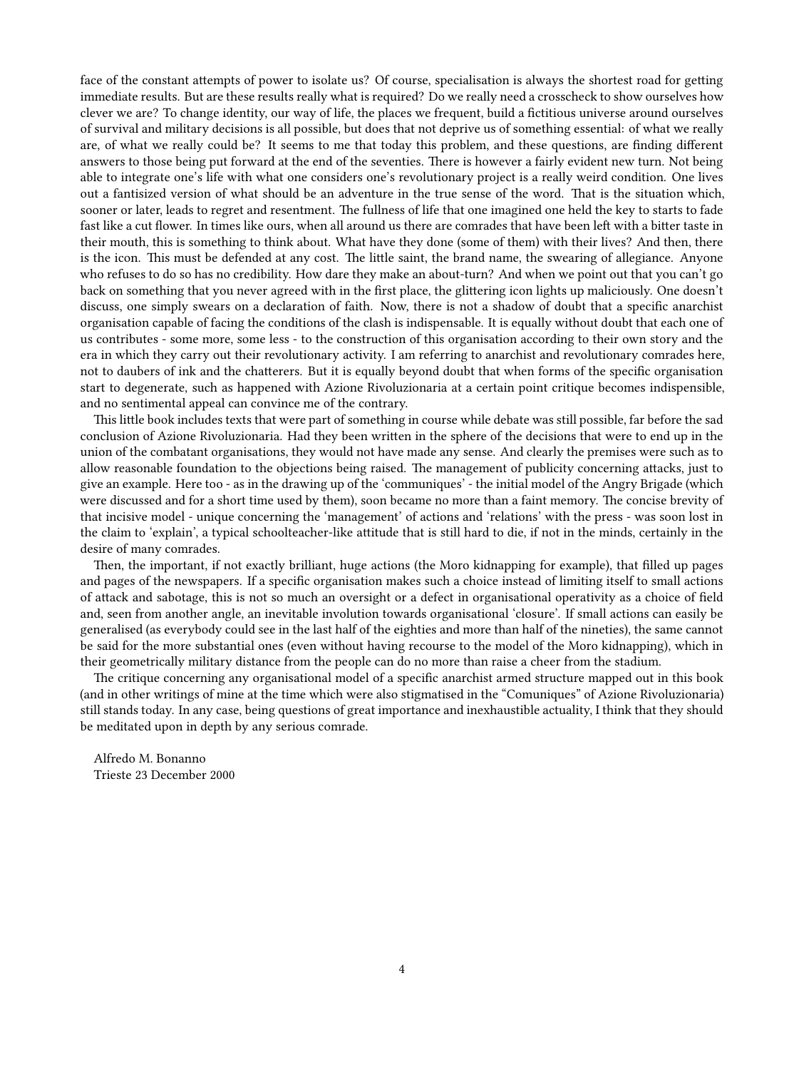face of the constant attempts of power to isolate us? Of course, specialisation is always the shortest road for getting immediate results. But are these results really what is required? Do we really need a crosscheck to show ourselves how clever we are? To change identity, our way of life, the places we frequent, build a fictitious universe around ourselves of survival and military decisions is all possible, but does that not deprive us of something essential: of what we really are, of what we really could be? It seems to me that today this problem, and these questions, are finding different answers to those being put forward at the end of the seventies. There is however a fairly evident new turn. Not being able to integrate one's life with what one considers one's revolutionary project is a really weird condition. One lives out a fantisized version of what should be an adventure in the true sense of the word. That is the situation which, sooner or later, leads to regret and resentment. The fullness of life that one imagined one held the key to starts to fade fast like a cut flower. In times like ours, when all around us there are comrades that have been left with a bitter taste in their mouth, this is something to think about. What have they done (some of them) with their lives? And then, there is the icon. This must be defended at any cost. The little saint, the brand name, the swearing of allegiance. Anyone who refuses to do so has no credibility. How dare they make an about-turn? And when we point out that you can't go back on something that you never agreed with in the first place, the glittering icon lights up maliciously. One doesn't discuss, one simply swears on a declaration of faith. Now, there is not a shadow of doubt that a specific anarchist organisation capable of facing the conditions of the clash is indispensable. It is equally without doubt that each one of us contributes - some more, some less - to the construction of this organisation according to their own story and the era in which they carry out their revolutionary activity. I am referring to anarchist and revolutionary comrades here, not to daubers of ink and the chatterers. But it is equally beyond doubt that when forms of the specific organisation start to degenerate, such as happened with Azione Rivoluzionaria at a certain point critique becomes indispensible, and no sentimental appeal can convince me of the contrary.

This little book includes texts that were part of something in course while debate was still possible, far before the sad conclusion of Azione Rivoluzionaria. Had they been written in the sphere of the decisions that were to end up in the union of the combatant organisations, they would not have made any sense. And clearly the premises were such as to allow reasonable foundation to the objections being raised. The management of publicity concerning attacks, just to give an example. Here too - as in the drawing up of the 'communiques' - the initial model of the Angry Brigade (which were discussed and for a short time used by them), soon became no more than a faint memory. The concise brevity of that incisive model - unique concerning the 'management' of actions and 'relations' with the press - was soon lost in the claim to 'explain', a typical schoolteacher-like attitude that is still hard to die, if not in the minds, certainly in the desire of many comrades.

Then, the important, if not exactly brilliant, huge actions (the Moro kidnapping for example), that filled up pages and pages of the newspapers. If a specific organisation makes such a choice instead of limiting itself to small actions of attack and sabotage, this is not so much an oversight or a defect in organisational operativity as a choice of field and, seen from another angle, an inevitable involution towards organisational 'closure'. If small actions can easily be generalised (as everybody could see in the last half of the eighties and more than half of the nineties), the same cannot be said for the more substantial ones (even without having recourse to the model of the Moro kidnapping), which in their geometrically military distance from the people can do no more than raise a cheer from the stadium.

The critique concerning any organisational model of a specific anarchist armed structure mapped out in this book (and in other writings of mine at the time which were also stigmatised in the "Comuniques" of Azione Rivoluzionaria) still stands today. In any case, being questions of great importance and inexhaustible actuality, I think that they should be meditated upon in depth by any serious comrade.

Alfredo M. Bonanno
Trieste 23 December 2000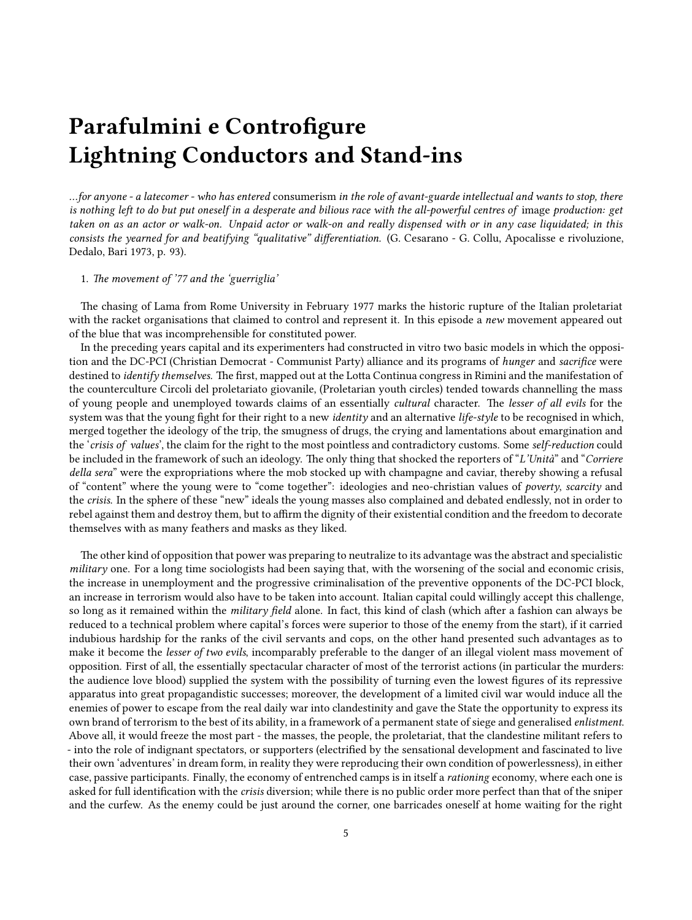# Parafulmini e Controfigure
# Lightning Conductors and Stand-ins

*…for anyone - a latecomer - who has entered* consumerism *in the role of avant-guarde intellectual and wants to stop, there is nothing left to do but put oneself in a desperate and bilious race with the all-powerful centres of* image *production: get taken on as an actor or walk-on. Unpaid actor or walk-on and really dispensed with or in any case liquidated; in this consists the yearned for and beatifying "qualitative" differentiation.* (G. Cesarano - G. Collu, Apocalisse e rivoluzione, Dedalo, Bari 1973, p. 93).

1. *The movement of '77 and the 'guerriglia'*

The chasing of Lama from Rome University in February 1977 marks the historic rupture of the Italian proletariat with the racket organisations that claimed to control and represent it. In this episode a *new* movement appeared out of the blue that was incomprehensible for constituted power.

In the preceding years capital and its experimenters had constructed in vitro two basic models in which the opposition and the DC-PCI (Christian Democrat - Communist Party) alliance and its programs of *hunger* and *sacrifice* were destined to *identify themselves.* The first, mapped out at the Lotta Continua congress in Rimini and the manifestation of the counterculture Circoli del proletariato giovanile, (Proletarian youth circles) tended towards channelling the mass of young people and unemployed towards claims of an essentially *cultural* character. The *lesser of all evils* for the system was that the young fight for their right to a new *identity* and an alternative *life-style* to be recognised in which, merged together the ideology of the trip, the smugness of drugs, the crying and lamentations about emargination and the '*crisis of values*', the claim for the right to the most pointless and contradictory customs. Some *self-reduction* could be included in the framework of such an ideology. The only thing that shocked the reporters of "*L'Unità*" and "*Corriere della sera*" were the expropriations where the mob stocked up with champagne and caviar, thereby showing a refusal of "content" where the young were to "come together": ideologies and neo-christian values of *poverty*, *scarcity* and the *crisis.* In the sphere of these "new" ideals the young masses also complained and debated endlessly, not in order to rebel against them and destroy them, but to affirm the dignity of their existential condition and the freedom to decorate themselves with as many feathers and masks as they liked.

The other kind of opposition that power was preparing to neutralize to its advantage was the abstract and specialistic *military* one. For a long time sociologists had been saying that, with the worsening of the social and economic crisis, the increase in unemployment and the progressive criminalisation of the preventive opponents of the DC-PCI block, an increase in terrorism would also have to be taken into account. Italian capital could willingly accept this challenge, so long as it remained within the *military field* alone. In fact, this kind of clash (which after a fashion can always be reduced to a technical problem where capital's forces were superior to those of the enemy from the start), if it carried indubious hardship for the ranks of the civil servants and cops, on the other hand presented such advantages as to make it become the *lesser of two evils*, incomparably preferable to the danger of an illegal violent mass movement of opposition. First of all, the essentially spectacular character of most of the terrorist actions (in particular the murders: the audience love blood) supplied the system with the possibility of turning even the lowest figures of its repressive apparatus into great propagandistic successes; moreover, the development of a limited civil war would induce all the enemies of power to escape from the real daily war into clandestinity and gave the State the opportunity to express its own brand of terrorism to the best of its ability, in a framework of a permanent state of siege and generalised *enlistment*. Above all, it would freeze the most part - the masses, the people, the proletariat, that the clandestine militant refers to - into the role of indignant spectators, or supporters (electrified by the sensational development and fascinated to live their own 'adventures' in dream form, in reality they were reproducing their own condition of powerlessness), in either case, passive participants. Finally, the economy of entrenched camps is in itself a *rationing* economy, where each one is asked for full identification with the *crisis* diversion; while there is no public order more perfect than that of the sniper and the curfew. As the enemy could be just around the corner, one barricades oneself at home waiting for the right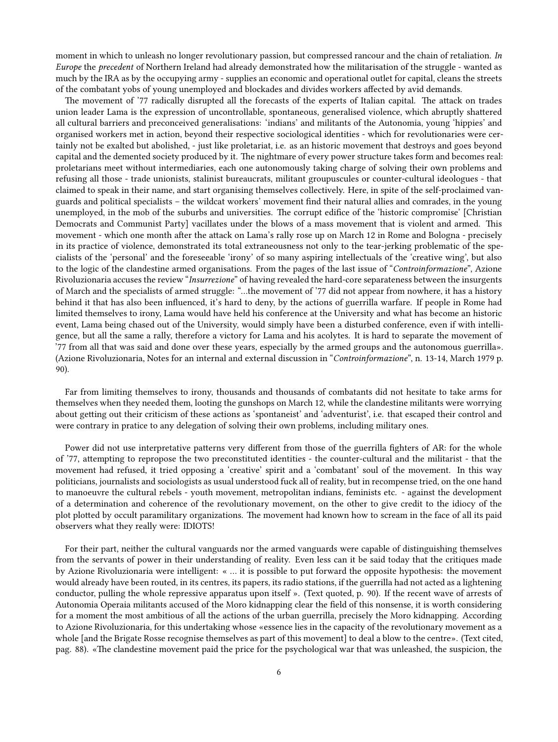moment in which to unleash no longer revolutionary passion, but compressed rancour and the chain of retaliation. *In Europe* the *precedent* of Northern Ireland had already demonstrated how the militarisation of the struggle - wanted as much by the IRA as by the occupying army - supplies an economic and operational outlet for capital, cleans the streets of the combatant yobs of young unemployed and blockades and divides workers affected by avid demands.

The movement of '77 radically disrupted all the forecasts of the experts of Italian capital. The attack on trades union leader Lama is the expression of uncontrollable, spontaneous, generalised violence, which abruptly shattered all cultural barriers and preconceived generalisations: 'indians' and militants of the Autonomia, young 'hippies' and organised workers met in action, beyond their respective sociological identities - which for revolutionaries were certainly not be exalted but abolished, - just like proletariat, i.e. as an historic movement that destroys and goes beyond capital and the demented society produced by it. The nightmare of every power structure takes form and becomes real: proletarians meet without intermediaries, each one autonomously taking charge of solving their own problems and refusing all those - trade unionists, stalinist bureaucrats, militant groupuscules or counter-cultural ideologues - that claimed to speak in their name, and start organising themselves collectively. Here, in spite of the self-proclaimed vanguards and political specialists – the wildcat workers' movement find their natural allies and comrades, in the young unemployed, in the mob of the suburbs and universities. The corrupt edifice of the 'historic compromise' [Christian Democrats and Communist Party] vacillates under the blows of a mass movement that is violent and armed. This movement - which one month after the attack on Lama's rally rose up on March 12 in Rome and Bologna - precisely in its practice of violence, demonstrated its total extraneousness not only to the tear-jerking problematic of the specialists of the 'personal' and the foreseeable 'irony' of so many aspiring intellectuals of the 'creative wing', but also to the logic of the clandestine armed organisations. From the pages of the last issue of "*Controinformazione*", Azione Rivoluzionaria accuses the review "*Insurrezione*" of having revealed the hard-core separateness between the insurgents of March and the specialists of armed struggle: "…the movement of '77 did not appear from nowhere, it has a history behind it that has also been influenced, it's hard to deny, by the actions of guerrilla warfare. If people in Rome had limited themselves to irony, Lama would have held his conference at the University and what has become an historic event, Lama being chased out of the University, would simply have been a disturbed conference, even if with intelligence, but all the same a rally, therefore a victory for Lama and his acolytes. It is hard to separate the movement of '77 from all that was said and done over these years, especially by the armed groups and the autonomous guerrilla». (Azione Rivoluzionaria, Notes for an internal and external discussion in "*Controinformazione*", n. 13-14, March 1979 p. 90).

Far from limiting themselves to irony, thousands and thousands of combatants did not hesitate to take arms for themselves when they needed them, looting the gunshops on March 12, while the clandestine militants were worrying about getting out their criticism of these actions as 'spontaneist' and 'adventurist', i.e. that escaped their control and were contrary in pratice to any delegation of solving their own problems, including military ones.

Power did not use interpretative patterns very different from those of the guerrilla fighters of AR: for the whole of '77, attempting to repropose the two preconstituted identities - the counter-cultural and the militarist - that the movement had refused, it tried opposing a 'creative' spirit and a 'combatant' soul of the movement. In this way politicians, journalists and sociologists as usual understood fuck all of reality, but in recompense tried, on the one hand to manoeuvre the cultural rebels - youth movement, metropolitan indians, feminists etc. - against the development of a determination and coherence of the revolutionary movement, on the other to give credit to the idiocy of the plot plotted by occult paramilitary organizations. The movement had known how to scream in the face of all its paid observers what they really were: IDIOTS!

For their part, neither the cultural vanguards nor the armed vanguards were capable of distinguishing themselves from the servants of power in their understanding of reality. Even less can it be said today that the critiques made by Azione Rivoluzionaria were intelligent: « … it is possible to put forward the opposite hypothesis: the movement would already have been routed, in its centres, its papers, its radio stations, if the guerrilla had not acted as a lightening conductor, pulling the whole repressive apparatus upon itself ». (Text quoted, p. 90). If the recent wave of arrests of Autonomia Operaia militants accused of the Moro kidnapping clear the field of this nonsense, it is worth considering for a moment the most ambitious of all the actions of the urban guerrilla, precisely the Moro kidnapping. According to Azione Rivoluzionaria, for this undertaking whose «essence lies in the capacity of the revolutionary movement as a whole [and the Brigate Rosse recognise themselves as part of this movement] to deal a blow to the centre». (Text cited, pag. 88). «The clandestine movement paid the price for the psychological war that was unleashed, the suspicion, the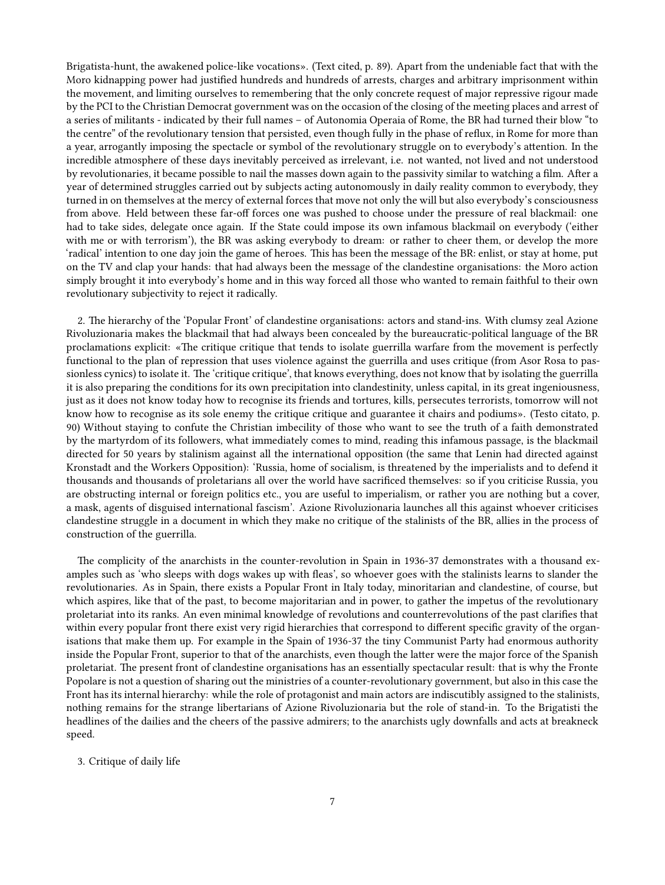Brigatista-hunt, the awakened police-like vocations». (Text cited, p. 89). Apart from the undeniable fact that with the Moro kidnapping power had justified hundreds and hundreds of arrests, charges and arbitrary imprisonment within the movement, and limiting ourselves to remembering that the only concrete request of major repressive rigour made by the PCI to the Christian Democrat government was on the occasion of the closing of the meeting places and arrest of a series of militants - indicated by their full names – of Autonomia Operaia of Rome, the BR had turned their blow "to the centre" of the revolutionary tension that persisted, even though fully in the phase of reflux, in Rome for more than a year, arrogantly imposing the spectacle or symbol of the revolutionary struggle on to everybody's attention. In the incredible atmosphere of these days inevitably perceived as irrelevant, i.e. not wanted, not lived and not understood by revolutionaries, it became possible to nail the masses down again to the passivity similar to watching a film. After a year of determined struggles carried out by subjects acting autonomously in daily reality common to everybody, they turned in on themselves at the mercy of external forces that move not only the will but also everybody's consciousness from above. Held between these far-off forces one was pushed to choose under the pressure of real blackmail: one had to take sides, delegate once again. If the State could impose its own infamous blackmail on everybody ('either with me or with terrorism'), the BR was asking everybody to dream: or rather to cheer them, or develop the more 'radical' intention to one day join the game of heroes. This has been the message of the BR: enlist, or stay at home, put on the TV and clap your hands: that had always been the message of the clandestine organisations: the Moro action simply brought it into everybody's home and in this way forced all those who wanted to remain faithful to their own revolutionary subjectivity to reject it radically.

2. The hierarchy of the 'Popular Front' of clandestine organisations: actors and stand-ins. With clumsy zeal Azione Rivoluzionaria makes the blackmail that had always been concealed by the bureaucratic-political language of the BR proclamations explicit: «The critique critique that tends to isolate guerrilla warfare from the movement is perfectly functional to the plan of repression that uses violence against the guerrilla and uses critique (from Asor Rosa to passionless cynics) to isolate it. The 'critique critique', that knows everything, does not know that by isolating the guerrilla it is also preparing the conditions for its own precipitation into clandestinity, unless capital, in its great ingeniousness, just as it does not know today how to recognise its friends and tortures, kills, persecutes terrorists, tomorrow will not know how to recognise as its sole enemy the critique critique and guarantee it chairs and podiums». (Testo citato, p. 90) Without staying to confute the Christian imbecility of those who want to see the truth of a faith demonstrated by the martyrdom of its followers, what immediately comes to mind, reading this infamous passage, is the blackmail directed for 50 years by stalinism against all the international opposition (the same that Lenin had directed against Kronstadt and the Workers Opposition): 'Russia, home of socialism, is threatened by the imperialists and to defend it thousands and thousands of proletarians all over the world have sacrificed themselves: so if you criticise Russia, you are obstructing internal or foreign politics etc., you are useful to imperialism, or rather you are nothing but a cover, a mask, agents of disguised international fascism'. Azione Rivoluzionaria launches all this against whoever criticises clandestine struggle in a document in which they make no critique of the stalinists of the BR, allies in the process of construction of the guerrilla.

The complicity of the anarchists in the counter-revolution in Spain in 1936-37 demonstrates with a thousand examples such as 'who sleeps with dogs wakes up with fleas', so whoever goes with the stalinists learns to slander the revolutionaries. As in Spain, there exists a Popular Front in Italy today, minoritarian and clandestine, of course, but which aspires, like that of the past, to become majoritarian and in power, to gather the impetus of the revolutionary proletariat into its ranks. An even minimal knowledge of revolutions and counterrevolutions of the past clarifies that within every popular front there exist very rigid hierarchies that correspond to different specific gravity of the organisations that make them up. For example in the Spain of 1936-37 the tiny Communist Party had enormous authority inside the Popular Front, superior to that of the anarchists, even though the latter were the major force of the Spanish proletariat. The present front of clandestine organisations has an essentially spectacular result: that is why the Fronte Popolare is not a question of sharing out the ministries of a counter-revolutionary government, but also in this case the Front has its internal hierarchy: while the role of protagonist and main actors are indiscutibly assigned to the stalinists, nothing remains for the strange libertarians of Azione Rivoluzionaria but the role of stand-in. To the Brigatisti the headlines of the dailies and the cheers of the passive admirers; to the anarchists ugly downfalls and acts at breakneck speed.

3. Critique of daily life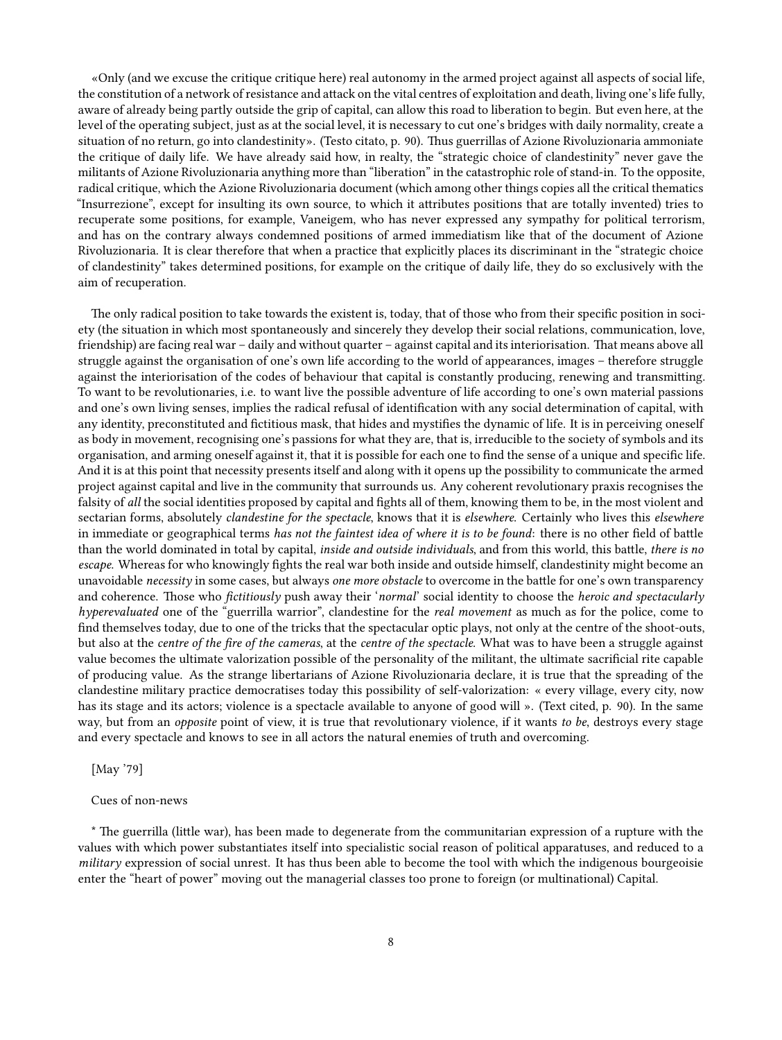«Only (and we excuse the critique critique here) real autonomy in the armed project against all aspects of social life, the constitution of a network of resistance and attack on the vital centres of exploitation and death, living one's life fully, aware of already being partly outside the grip of capital, can allow this road to liberation to begin. But even here, at the level of the operating subject, just as at the social level, it is necessary to cut one's bridges with daily normality, create a situation of no return, go into clandestinity». (Testo citato, p. 90). Thus guerrillas of Azione Rivoluzionaria ammoniate the critique of daily life. We have already said how, in realty, the "strategic choice of clandestinity" never gave the militants of Azione Rivoluzionaria anything more than "liberation" in the catastrophic role of stand-in. To the opposite, radical critique, which the Azione Rivoluzionaria document (which among other things copies all the critical thematics "Insurrezione", except for insulting its own source, to which it attributes positions that are totally invented) tries to recuperate some positions, for example, Vaneigem, who has never expressed any sympathy for political terrorism, and has on the contrary always condemned positions of armed immediatism like that of the document of Azione Rivoluzionaria. It is clear therefore that when a practice that explicitly places its discriminant in the "strategic choice of clandestinity" takes determined positions, for example on the critique of daily life, they do so exclusively with the aim of recuperation.

The only radical position to take towards the existent is, today, that of those who from their specific position in society (the situation in which most spontaneously and sincerely they develop their social relations, communication, love, friendship) are facing real war – daily and without quarter – against capital and its interiorisation. That means above all struggle against the organisation of one's own life according to the world of appearances, images – therefore struggle against the interiorisation of the codes of behaviour that capital is constantly producing, renewing and transmitting. To want to be revolutionaries, i.e. to want live the possible adventure of life according to one's own material passions and one's own living senses, implies the radical refusal of identification with any social determination of capital, with any identity, preconstituted and fictitious mask, that hides and mystifies the dynamic of life. It is in perceiving oneself as body in movement, recognising one's passions for what they are, that is, irreducible to the society of symbols and its organisation, and arming oneself against it, that it is possible for each one to find the sense of a unique and specific life. And it is at this point that necessity presents itself and along with it opens up the possibility to communicate the armed project against capital and live in the community that surrounds us. Any coherent revolutionary praxis recognises the falsity of *all* the social identities proposed by capital and fights all of them, knowing them to be, in the most violent and sectarian forms, absolutely *clandestine for the spectacle*, knows that it is *elsewhere*. Certainly who lives this *elsewhere* in immediate or geographical terms *has not the faintest idea of where it is to be found*: there is no other field of battle than the world dominated in total by capital, *inside and outside individuals*, and from this world, this battle, *there is no escape*. Whereas for who knowingly fights the real war both inside and outside himself, clandestinity might become an unavoidable *necessity* in some cases, but always *one more obstacle* to overcome in the battle for one's own transparency and coherence. Those who *fictitiously* push away their '*normal*' social identity to choose the *heroic and spectacularly hyperevaluated* one of the "guerrilla warrior", clandestine for the *real movement* as much as for the police, come to find themselves today, due to one of the tricks that the spectacular optic plays, not only at the centre of the shoot-outs, but also at the *centre of the fire of the cameras*, at the *centre of the spectacle*. What was to have been a struggle against value becomes the ultimate valorization possible of the personality of the militant, the ultimate sacrificial rite capable of producing value. As the strange libertarians of Azione Rivoluzionaria declare, it is true that the spreading of the clandestine military practice democratises today this possibility of self-valorization: « every village, every city, now has its stage and its actors; violence is a spectacle available to anyone of good will ». (Text cited, p. 90). In the same way, but from an *opposite* point of view, it is true that revolutionary violence, if it wants *to be*, destroys every stage and every spectacle and knows to see in all actors the natural enemies of truth and overcoming.

[May '79]

Cues of non-news

* The guerrilla (little war), has been made to degenerate from the communitarian expression of a rupture with the values with which power substantiates itself into specialistic social reason of political apparatuses, and reduced to a *military* expression of social unrest. It has thus been able to become the tool with which the indigenous bourgeoisie enter the "heart of power" moving out the managerial classes too prone to foreign (or multinational) Capital.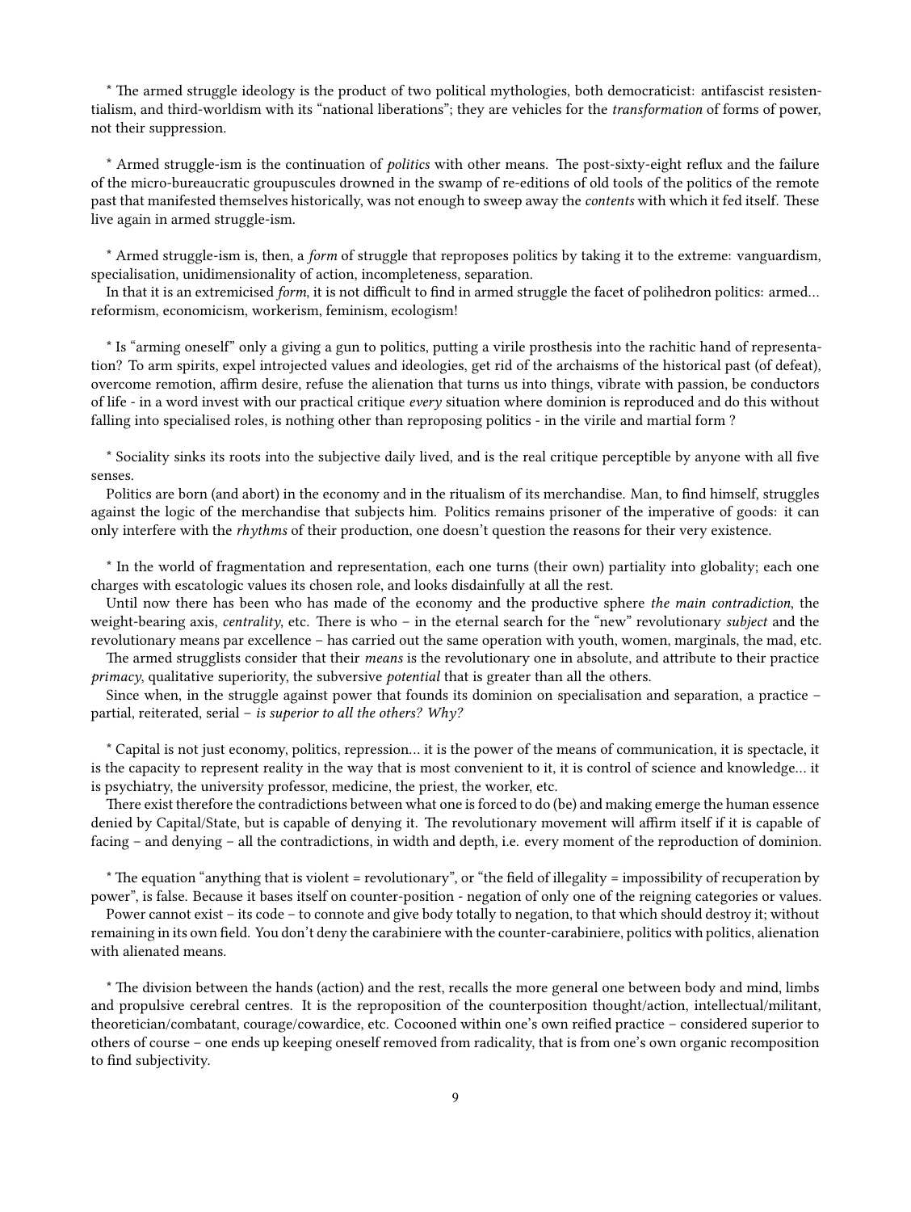* The armed struggle ideology is the product of two political mythologies, both democraticist: antifascist resistentialism, and third-worldism with its "national liberations"; they are vehicles for the *transformation* of forms of power, not their suppression.

* Armed struggle-ism is the continuation of *politics* with other means. The post-sixty-eight reflux and the failure of the micro-bureaucratic groupuscules drowned in the swamp of re-editions of old tools of the politics of the remote past that manifested themselves historically, was not enough to sweep away the *contents* with which it fed itself. These live again in armed struggle-ism.

* Armed struggle-ism is, then, a *form* of struggle that reproposes politics by taking it to the extreme: vanguardism, specialisation, unidimensionality of action, incompleteness, separation.

In that it is an extremicised *form*, it is not difficult to find in armed struggle the facet of polihedron politics: armed… reformism, economicism, workerism, feminism, ecologism!

* Is "arming oneself" only a giving a gun to politics, putting a virile prosthesis into the rachitic hand of representation? To arm spirits, expel introjected values and ideologies, get rid of the archaisms of the historical past (of defeat), overcome remotion, affirm desire, refuse the alienation that turns us into things, vibrate with passion, be conductors of life - in a word invest with our practical critique *every* situation where dominion is reproduced and do this without falling into specialised roles, is nothing other than reproposing politics - in the virile and martial form ?

* Sociality sinks its roots into the subjective daily lived, and is the real critique perceptible by anyone with all five senses.

Politics are born (and abort) in the economy and in the ritualism of its merchandise. Man, to find himself, struggles against the logic of the merchandise that subjects him. Politics remains prisoner of the imperative of goods: it can only interfere with the *rhythms* of their production, one doesn't question the reasons for their very existence.

* In the world of fragmentation and representation, each one turns (their own) partiality into globality; each one charges with escatologic values its chosen role, and looks disdainfully at all the rest.

Until now there has been who has made of the economy and the productive sphere *the main contradiction*, the weight-bearing axis, *centrality*, etc. There is who – in the eternal search for the "new" revolutionary *subject* and the revolutionary means par excellence – has carried out the same operation with youth, women, marginals, the mad, etc.

The armed strugglists consider that their *means* is the revolutionary one in absolute, and attribute to their practice *primacy*, qualitative superiority, the subversive *potential* that is greater than all the others.

Since when, in the struggle against power that founds its dominion on specialisation and separation, a practice – partial, reiterated, serial – *is superior to all the others? Why?*

* Capital is not just economy, politics, repression… it is the power of the means of communication, it is spectacle, it is the capacity to represent reality in the way that is most convenient to it, it is control of science and knowledge… it is psychiatry, the university professor, medicine, the priest, the worker, etc.

There exist therefore the contradictions between what one is forced to do (be) and making emerge the human essence denied by Capital/State, but is capable of denying it. The revolutionary movement will affirm itself if it is capable of facing – and denying – all the contradictions, in width and depth, i.e. every moment of the reproduction of dominion.

* The equation "anything that is violent = revolutionary", or "the field of illegality = impossibility of recuperation by power", is false. Because it bases itself on counter-position - negation of only one of the reigning categories or values.

Power cannot exist – its code – to connote and give body totally to negation, to that which should destroy it; without remaining in its own field. You don't deny the carabiniere with the counter-carabiniere, politics with politics, alienation with alienated means.

* The division between the hands (action) and the rest, recalls the more general one between body and mind, limbs and propulsive cerebral centres. It is the reproposition of the counterposition thought/action, intellectual/militant, theoretician/combatant, courage/cowardice, etc. Cocooned within one's own reified practice – considered superior to others of course – one ends up keeping oneself removed from radicality, that is from one's own organic recomposition to find subjectivity.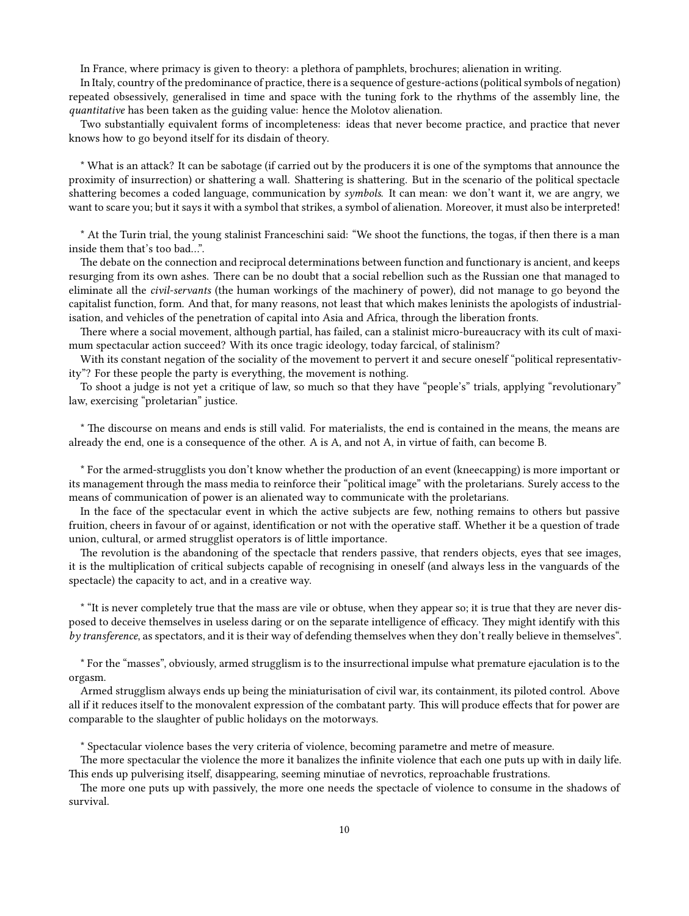In France, where primacy is given to theory: a plethora of pamphlets, brochures; alienation in writing.

In Italy, country of the predominance of practice, there is a sequence of gesture-actions (political symbols of negation) repeated obsessively, generalised in time and space with the tuning fork to the rhythms of the assembly line, the *quantitative* has been taken as the guiding value: hence the Molotov alienation.

Two substantially equivalent forms of incompleteness: ideas that never become practice, and practice that never knows how to go beyond itself for its disdain of theory.

* What is an attack? It can be sabotage (if carried out by the producers it is one of the symptoms that announce the proximity of insurrection) or shattering a wall. Shattering is shattering. But in the scenario of the political spectacle shattering becomes a coded language, communication by *symbols*. It can mean: we don't want it, we are angry, we want to scare you; but it says it with a symbol that strikes, a symbol of alienation. Moreover, it must also be interpreted!

* At the Turin trial, the young stalinist Franceschini said: "We shoot the functions, the togas, if then there is a man inside them that's too bad…".

The debate on the connection and reciprocal determinations between function and functionary is ancient, and keeps resurging from its own ashes. There can be no doubt that a social rebellion such as the Russian one that managed to eliminate all the *civil-servants* (the human workings of the machinery of power), did not manage to go beyond the capitalist function, form. And that, for many reasons, not least that which makes leninists the apologists of industrialisation, and vehicles of the penetration of capital into Asia and Africa, through the liberation fronts.

There where a social movement, although partial, has failed, can a stalinist micro-bureaucracy with its cult of maximum spectacular action succeed? With its once tragic ideology, today farcical, of stalinism?

With its constant negation of the sociality of the movement to pervert it and secure oneself "political representativity"? For these people the party is everything, the movement is nothing.

To shoot a judge is not yet a critique of law, so much so that they have "people's" trials, applying "revolutionary" law, exercising "proletarian" justice.

* The discourse on means and ends is still valid. For materialists, the end is contained in the means, the means are already the end, one is a consequence of the other. A is A, and not A, in virtue of faith, can become B.

* For the armed-strugglists you don't know whether the production of an event (kneecapping) is more important or its management through the mass media to reinforce their "political image" with the proletarians. Surely access to the means of communication of power is an alienated way to communicate with the proletarians.

In the face of the spectacular event in which the active subjects are few, nothing remains to others but passive fruition, cheers in favour of or against, identification or not with the operative staff. Whether it be a question of trade union, cultural, or armed strugglist operators is of little importance.

The revolution is the abandoning of the spectacle that renders passive, that renders objects, eyes that see images, it is the multiplication of critical subjects capable of recognising in oneself (and always less in the vanguards of the spectacle) the capacity to act, and in a creative way.

* "It is never completely true that the mass are vile or obtuse, when they appear so; it is true that they are never disposed to deceive themselves in useless daring or on the separate intelligence of efficacy. They might identify with this *by transference*, as spectators, and it is their way of defending themselves when they don't really believe in themselves".

* For the "masses", obviously, armed strugglism is to the insurrectional impulse what premature ejaculation is to the orgasm.

Armed strugglism always ends up being the miniaturisation of civil war, its containment, its piloted control. Above all if it reduces itself to the monovalent expression of the combatant party. This will produce effects that for power are comparable to the slaughter of public holidays on the motorways.

* Spectacular violence bases the very criteria of violence, becoming parametre and metre of measure.

The more spectacular the violence the more it banalizes the infinite violence that each one puts up with in daily life. This ends up pulverising itself, disappearing, seeming minutiae of nevrotics, reproachable frustrations.

The more one puts up with passively, the more one needs the spectacle of violence to consume in the shadows of survival.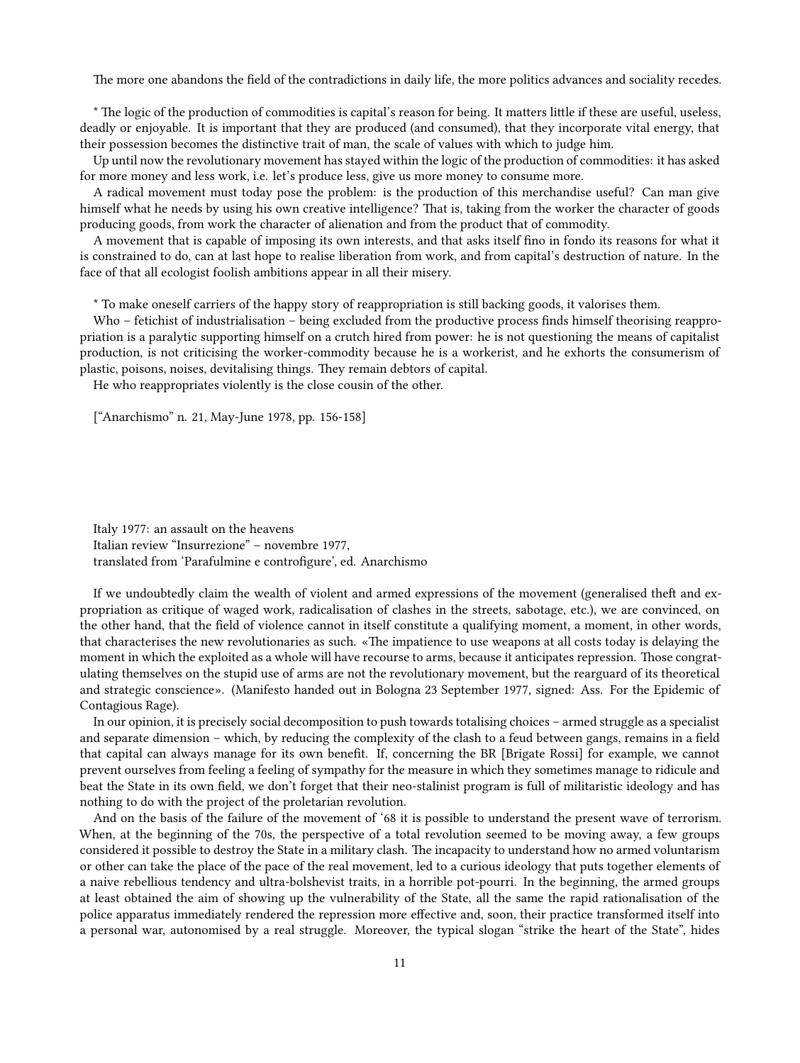The more one abandons the field of the contradictions in daily life, the more politics advances and sociality recedes.

* The logic of the production of commodities is capital's reason for being. It matters little if these are useful, useless, deadly or enjoyable. It is important that they are produced (and consumed), that they incorporate vital energy, that their possession becomes the distinctive trait of man, the scale of values with which to judge him.

Up until now the revolutionary movement has stayed within the logic of the production of commodities: it has asked for more money and less work, i.e. let's produce less, give us more money to consume more.

A radical movement must today pose the problem: is the production of this merchandise useful? Can man give himself what he needs by using his own creative intelligence? That is, taking from the worker the character of goods producing goods, from work the character of alienation and from the product that of commodity.

A movement that is capable of imposing its own interests, and that asks itself fino in fondo its reasons for what it is constrained to do, can at last hope to realise liberation from work, and from capital's destruction of nature. In the face of that all ecologist foolish ambitions appear in all their misery.

* To make oneself carriers of the happy story of reappropriation is still backing goods, it valorises them.

Who – fetichist of industrialisation – being excluded from the productive process finds himself theorising reappropriation is a paralytic supporting himself on a crutch hired from power: he is not questioning the means of capitalist production, is not criticising the worker-commodity because he is a workerist, and he exhorts the consumerism of plastic, poisons, noises, devitalising things. They remain debtors of capital.

He who reappropriates violently is the close cousin of the other.

["Anarchismo" n. 21, May-June 1978, pp. 156-158]

Italy 1977: an assault on the heavens
Italian review "Insurrezione" – novembre 1977,
translated from 'Parafulmine e controfigure', ed. Anarchismo

If we undoubtedly claim the wealth of violent and armed expressions of the movement (generalised theft and expropriation as critique of waged work, radicalisation of clashes in the streets, sabotage, etc.), we are convinced, on the other hand, that the field of violence cannot in itself constitute a qualifying moment, a moment, in other words, that characterises the new revolutionaries as such. «The impatience to use weapons at all costs today is delaying the moment in which the exploited as a whole will have recourse to arms, because it anticipates repression. Those congratulating themselves on the stupid use of arms are not the revolutionary movement, but the rearguard of its theoretical and strategic conscience». (Manifesto handed out in Bologna 23 September 1977, signed: Ass. For the Epidemic of Contagious Rage).

In our opinion, it is precisely social decomposition to push towards totalising choices – armed struggle as a specialist and separate dimension – which, by reducing the complexity of the clash to a feud between gangs, remains in a field that capital can always manage for its own benefit. If, concerning the BR [Brigate Rossi] for example, we cannot prevent ourselves from feeling a feeling of sympathy for the measure in which they sometimes manage to ridicule and beat the State in its own field, we don't forget that their neo-stalinist program is full of militaristic ideology and has nothing to do with the project of the proletarian revolution.

And on the basis of the failure of the movement of '68 it is possible to understand the present wave of terrorism. When, at the beginning of the 70s, the perspective of a total revolution seemed to be moving away, a few groups considered it possible to destroy the State in a military clash. The incapacity to understand how no armed voluntarism or other can take the place of the pace of the real movement, led to a curious ideology that puts together elements of a naive rebellious tendency and ultra-bolshevist traits, in a horrible pot-pourri. In the beginning, the armed groups at least obtained the aim of showing up the vulnerability of the State, all the same the rapid rationalisation of the police apparatus immediately rendered the repression more effective and, soon, their practice transformed itself into a personal war, autonomised by a real struggle. Moreover, the typical slogan "strike the heart of the State", hides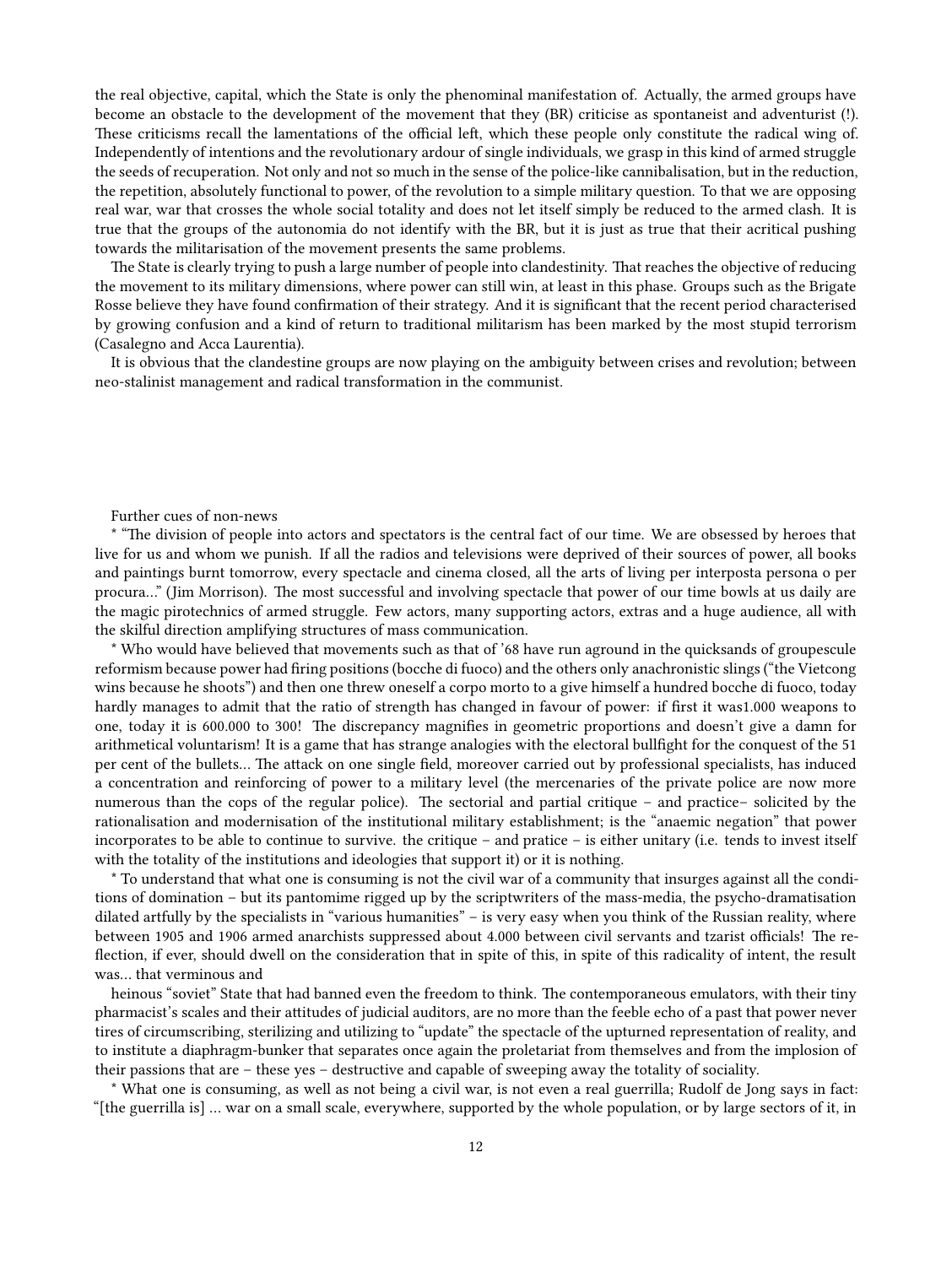the real objective, capital, which the State is only the phenominal manifestation of. Actually, the armed groups have become an obstacle to the development of the movement that they (BR) criticise as spontaneist and adventurist (!). These criticisms recall the lamentations of the official left, which these people only constitute the radical wing of. Independently of intentions and the revolutionary ardour of single individuals, we grasp in this kind of armed struggle the seeds of recuperation. Not only and not so much in the sense of the police-like cannibalisation, but in the reduction, the repetition, absolutely functional to power, of the revolution to a simple military question. To that we are opposing real war, war that crosses the whole social totality and does not let itself simply be reduced to the armed clash. It is true that the groups of the autonomia do not identify with the BR, but it is just as true that their acritical pushing towards the militarisation of the movement presents the same problems.

The State is clearly trying to push a large number of people into clandestinity. That reaches the objective of reducing the movement to its military dimensions, where power can still win, at least in this phase. Groups such as the Brigate Rosse believe they have found confirmation of their strategy. And it is significant that the recent period characterised by growing confusion and a kind of return to traditional militarism has been marked by the most stupid terrorism (Casalegno and Acca Laurentia).

It is obvious that the clandestine groups are now playing on the ambiguity between crises and revolution; between neo-stalinist management and radical transformation in the communist.

Further cues of non-news

* "The division of people into actors and spectators is the central fact of our time. We are obsessed by heroes that live for us and whom we punish. If all the radios and televisions were deprived of their sources of power, all books and paintings burnt tomorrow, every spectacle and cinema closed, all the arts of living per interposta persona o per procura…" (Jim Morrison). The most successful and involving spectacle that power of our time bowls at us daily are the magic pirotechnics of armed struggle. Few actors, many supporting actors, extras and a huge audience, all with the skilful direction amplifying structures of mass communication.

* Who would have believed that movements such as that of '68 have run aground in the quicksands of groupescule reformism because power had firing positions (bocche di fuoco) and the others only anachronistic slings ("the Vietcong wins because he shoots") and then one threw oneself a corpo morto to a give himself a hundred bocche di fuoco, today hardly manages to admit that the ratio of strength has changed in favour of power: if first it was1.000 weapons to one, today it is 600.000 to 300! The discrepancy magnifies in geometric proportions and doesn't give a damn for arithmetical voluntarism! It is a game that has strange analogies with the electoral bullfight for the conquest of the 51 per cent of the bullets… The attack on one single field, moreover carried out by professional specialists, has induced a concentration and reinforcing of power to a military level (the mercenaries of the private police are now more numerous than the cops of the regular police). The sectorial and partial critique – and practice– solicited by the rationalisation and modernisation of the institutional military establishment; is the "anaemic negation" that power incorporates to be able to continue to survive. the critique – and pratice – is either unitary (i.e. tends to invest itself with the totality of the institutions and ideologies that support it) or it is nothing.

* To understand that what one is consuming is not the civil war of a community that insurges against all the conditions of domination – but its pantomime rigged up by the scriptwriters of the mass-media, the psycho-dramatisation dilated artfully by the specialists in "various humanities" – is very easy when you think of the Russian reality, where between 1905 and 1906 armed anarchists suppressed about 4.000 between civil servants and tzarist officials! The reflection, if ever, should dwell on the consideration that in spite of this, in spite of this radicality of intent, the result was… that verminous and heinous "soviet" State that had banned even the freedom to think. The contemporaneous emulators, with their tiny pharmacist's scales and their attitudes of judicial auditors, are no more than the feeble echo of a past that power never tires of circumscribing, sterilizing and utilizing to "update" the spectacle of the upturned representation of reality, and to institute a diaphragm-bunker that separates once again the proletariat from themselves and from the implosion of their passions that are – these yes – destructive and capable of sweeping away the totality of sociality.

* What one is consuming, as well as not being a civil war, is not even a real guerrilla; Rudolf de Jong says in fact: "[the guerrilla is] … war on a small scale, everywhere, supported by the whole population, or by large sectors of it, in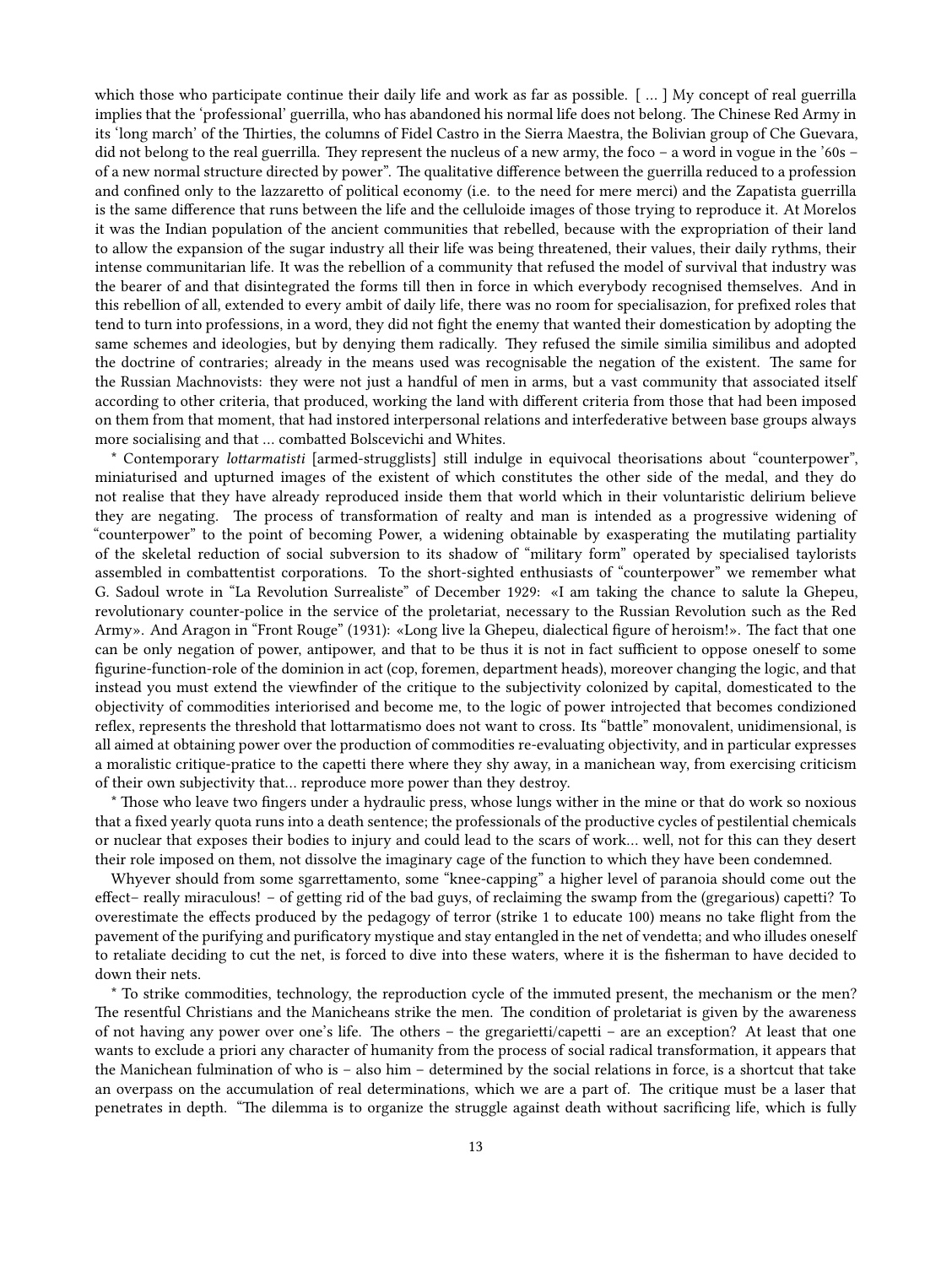which those who participate continue their daily life and work as far as possible. [ … ] My concept of real guerrilla implies that the 'professional' guerrilla, who has abandoned his normal life does not belong. The Chinese Red Army in its 'long march' of the Thirties, the columns of Fidel Castro in the Sierra Maestra, the Bolivian group of Che Guevara, did not belong to the real guerrilla. They represent the nucleus of a new army, the foco – a word in vogue in the '60s – of a new normal structure directed by power". The qualitative difference between the guerrilla reduced to a profession and confined only to the lazzaretto of political economy (i.e. to the need for mere merci) and the Zapatista guerrilla is the same difference that runs between the life and the celluloide images of those trying to reproduce it. At Morelos it was the Indian population of the ancient communities that rebelled, because with the expropriation of their land to allow the expansion of the sugar industry all their life was being threatened, their values, their daily rythms, their intense communitarian life. It was the rebellion of a community that refused the model of survival that industry was the bearer of and that disintegrated the forms till then in force in which everybody recognised themselves. And in this rebellion of all, extended to every ambit of daily life, there was no room for specialisazion, for prefixed roles that tend to turn into professions, in a word, they did not fight the enemy that wanted their domestication by adopting the same schemes and ideologies, but by denying them radically. They refused the simile similia similibus and adopted the doctrine of contraries; already in the means used was recognisable the negation of the existent. The same for the Russian Machnovists: they were not just a handful of men in arms, but a vast community that associated itself according to other criteria, that produced, working the land with different criteria from those that had been imposed on them from that moment, that had instored interpersonal relations and interfederative between base groups always more socialising and that … combatted Bolscevichi and Whites.

* Contemporary *lottarmatisti* [armed-strugglists] still indulge in equivocal theorisations about "counterpower", miniaturised and upturned images of the existent of which constitutes the other side of the medal, and they do not realise that they have already reproduced inside them that world which in their voluntaristic delirium believe they are negating. The process of transformation of realty and man is intended as a progressive widening of "counterpower" to the point of becoming Power, a widening obtainable by exasperating the mutilating partiality of the skeletal reduction of social subversion to its shadow of "military form" operated by specialised taylorists assembled in combattentist corporations. To the short-sighted enthusiasts of "counterpower" we remember what G. Sadoul wrote in "La Revolution Surrealiste" of December 1929: «I am taking the chance to salute la Ghepeu, revolutionary counter-police in the service of the proletariat, necessary to the Russian Revolution such as the Red Army». And Aragon in "Front Rouge" (1931): «Long live la Ghepeu, dialectical figure of heroism!». The fact that one can be only negation of power, antipower, and that to be thus it is not in fact sufficient to oppose oneself to some figurine-function-role of the dominion in act (cop, foremen, department heads), moreover changing the logic, and that instead you must extend the viewfinder of the critique to the subjectivity colonized by capital, domesticated to the objectivity of commodities interiorised and become me, to the logic of power introjected that becomes condizioned reflex, represents the threshold that lottarmatismo does not want to cross. Its "battle" monovalent, unidimensional, is all aimed at obtaining power over the production of commodities re-evaluating objectivity, and in particular expresses a moralistic critique-pratice to the capetti there where they shy away, in a manichean way, from exercising criticism of their own subjectivity that… reproduce more power than they destroy.

* Those who leave two fingers under a hydraulic press, whose lungs wither in the mine or that do work so noxious that a fixed yearly quota runs into a death sentence; the professionals of the productive cycles of pestilential chemicals or nuclear that exposes their bodies to injury and could lead to the scars of work… well, not for this can they desert their role imposed on them, not dissolve the imaginary cage of the function to which they have been condemned.

Whyever should from some sgarrettamento, some "knee-capping" a higher level of paranoia should come out the effect– really miraculous! – of getting rid of the bad guys, of reclaiming the swamp from the (gregarious) capetti? To overestimate the effects produced by the pedagogy of terror (strike 1 to educate 100) means no take flight from the pavement of the purifying and purificatory mystique and stay entangled in the net of vendetta; and who illudes oneself to retaliate deciding to cut the net, is forced to dive into these waters, where it is the fisherman to have decided to down their nets.

* To strike commodities, technology, the reproduction cycle of the immuted present, the mechanism or the men? The resentful Christians and the Manicheans strike the men. The condition of proletariat is given by the awareness of not having any power over one's life. The others – the gregarietti/capetti – are an exception? At least that one wants to exclude a priori any character of humanity from the process of social radical transformation, it appears that the Manichean fulmination of who is – also him – determined by the social relations in force, is a shortcut that take an overpass on the accumulation of real determinations, which we are a part of. The critique must be a laser that penetrates in depth. "The dilemma is to organize the struggle against death without sacrificing life, which is fully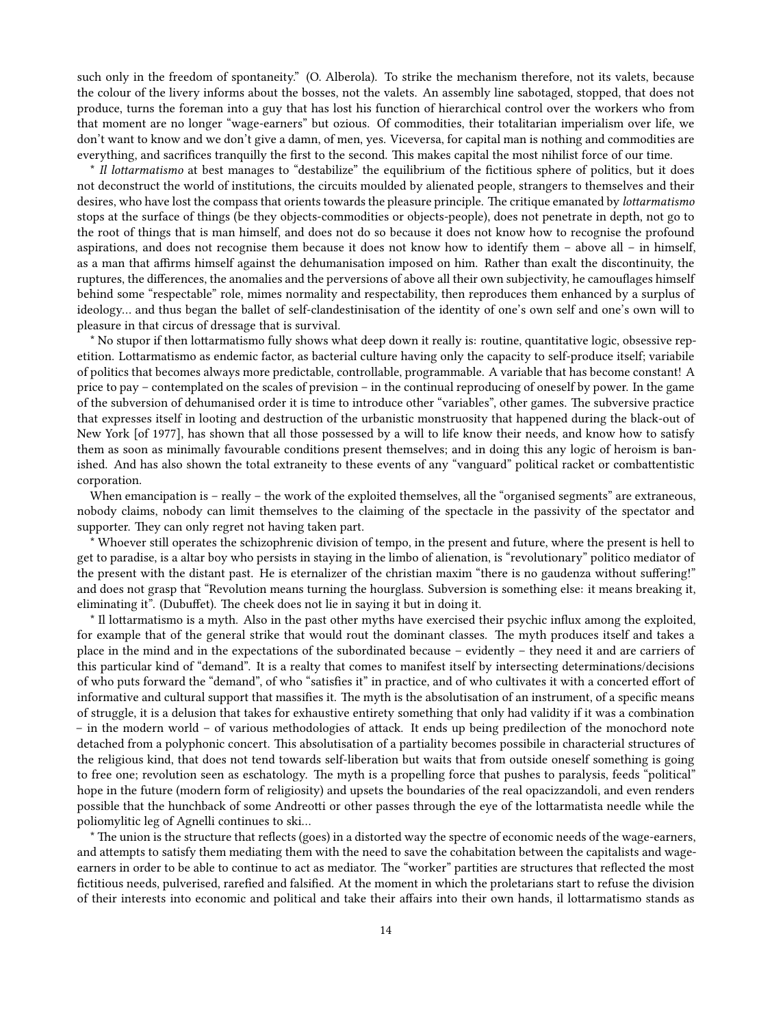such only in the freedom of spontaneity." (O. Alberola). To strike the mechanism therefore, not its valets, because the colour of the livery informs about the bosses, not the valets. An assembly line sabotaged, stopped, that does not produce, turns the foreman into a guy that has lost his function of hierarchical control over the workers who from that moment are no longer "wage-earners" but ozious. Of commodities, their totalitarian imperialism over life, we don't want to know and we don't give a damn, of men, yes. Viceversa, for capital man is nothing and commodities are everything, and sacrifices tranquilly the first to the second. This makes capital the most nihilist force of our time.

* *Il lottarmatismo* at best manages to "destabilize" the equilibrium of the fictitious sphere of politics, but it does not deconstruct the world of institutions, the circuits moulded by alienated people, strangers to themselves and their desires, who have lost the compass that orients towards the pleasure principle. The critique emanated by *lottarmatismo* stops at the surface of things (be they objects-commodities or objects-people), does not penetrate in depth, not go to the root of things that is man himself, and does not do so because it does not know how to recognise the profound aspirations, and does not recognise them because it does not know how to identify them – above all – in himself, as a man that affirms himself against the dehumanisation imposed on him. Rather than exalt the discontinuity, the ruptures, the differences, the anomalies and the perversions of above all their own subjectivity, he camouflages himself behind some "respectable" role, mimes normality and respectability, then reproduces them enhanced by a surplus of ideology… and thus began the ballet of self-clandestinisation of the identity of one's own self and one's own will to pleasure in that circus of dressage that is survival.

* No stupor if then lottarmatismo fully shows what deep down it really is: routine, quantitative logic, obsessive repetition. Lottarmatismo as endemic factor, as bacterial culture having only the capacity to self-produce itself; variabile of politics that becomes always more predictable, controllable, programmable. A variable that has become constant! A price to pay – contemplated on the scales of prevision – in the continual reproducing of oneself by power. In the game of the subversion of dehumanised order it is time to introduce other "variables", other games. The subversive practice that expresses itself in looting and destruction of the urbanistic monstruosity that happened during the black-out of New York [of 1977], has shown that all those possessed by a will to life know their needs, and know how to satisfy them as soon as minimally favourable conditions present themselves; and in doing this any logic of heroism is banished. And has also shown the total extraneity to these events of any "vanguard" political racket or combattentistic corporation.

When emancipation is – really – the work of the exploited themselves, all the "organised segments" are extraneous, nobody claims, nobody can limit themselves to the claiming of the spectacle in the passivity of the spectator and supporter. They can only regret not having taken part.

* Whoever still operates the schizophrenic division of tempo, in the present and future, where the present is hell to get to paradise, is a altar boy who persists in staying in the limbo of alienation, is "revolutionary" politico mediator of the present with the distant past. He is eternalizer of the christian maxim "there is no gaudenza without suffering!" and does not grasp that "Revolution means turning the hourglass. Subversion is something else: it means breaking it, eliminating it". (Dubuffet). The cheek does not lie in saying it but in doing it.

* Il lottarmatismo is a myth. Also in the past other myths have exercised their psychic influx among the exploited, for example that of the general strike that would rout the dominant classes. The myth produces itself and takes a place in the mind and in the expectations of the subordinated because – evidently – they need it and are carriers of this particular kind of "demand". It is a realty that comes to manifest itself by intersecting determinations/decisions of who puts forward the "demand", of who "satisfies it" in practice, and of who cultivates it with a concerted effort of informative and cultural support that massifies it. The myth is the absolutisation of an instrument, of a specific means of struggle, it is a delusion that takes for exhaustive entirety something that only had validity if it was a combination – in the modern world – of various methodologies of attack. It ends up being predilection of the monochord note detached from a polyphonic concert. This absolutisation of a partiality becomes possibile in characterial structures of the religious kind, that does not tend towards self-liberation but waits that from outside oneself something is going to free one; revolution seen as eschatology. The myth is a propelling force that pushes to paralysis, feeds "political" hope in the future (modern form of religiosity) and upsets the boundaries of the real opacizzandoli, and even renders possible that the hunchback of some Andreotti or other passes through the eye of the lottarmatista needle while the poliomylitic leg of Agnelli continues to ski…

* The union is the structure that reflects (goes) in a distorted way the spectre of economic needs of the wage-earners, and attempts to satisfy them mediating them with the need to save the cohabitation between the capitalists and wage-earners in order to be able to continue to act as mediator. The "worker" partities are structures that reflected the most fictitious needs, pulverised, rarefied and falsified. At the moment in which the proletarians start to refuse the division of their interests into economic and political and take their affairs into their own hands, il lottarmatismo stands as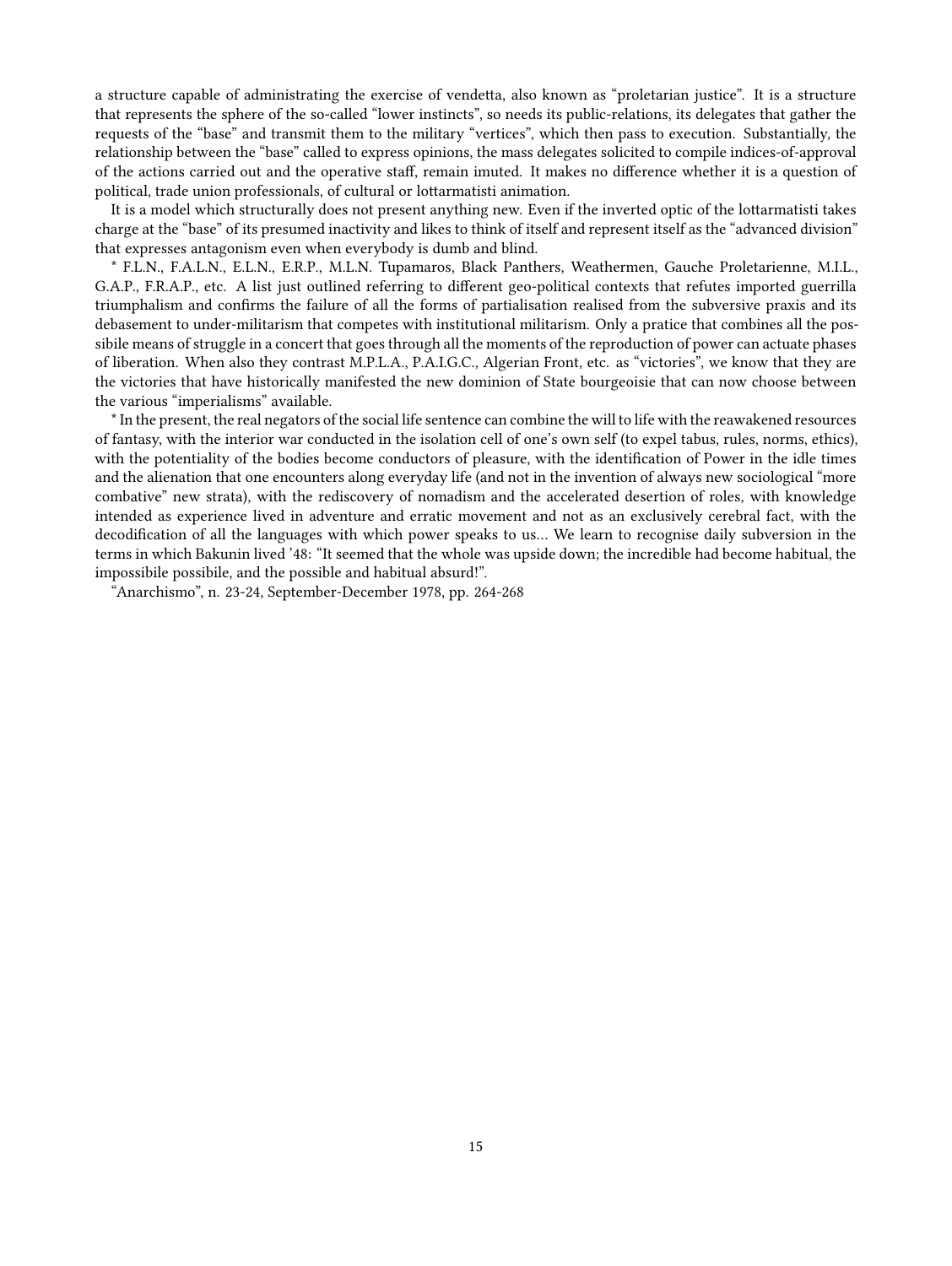a structure capable of administrating the exercise of vendetta, also known as "proletarian justice". It is a structure that represents the sphere of the so-called "lower instincts", so needs its public-relations, its delegates that gather the requests of the "base" and transmit them to the military "vertices", which then pass to execution. Substantially, the relationship between the "base" called to express opinions, the mass delegates solicited to compile indices-of-approval of the actions carried out and the operative staff, remain imuted. It makes no difference whether it is a question of political, trade union professionals, of cultural or lottarmatisti animation.

It is a model which structurally does not present anything new. Even if the inverted optic of the lottarmatisti takes charge at the "base" of its presumed inactivity and likes to think of itself and represent itself as the "advanced division" that expresses antagonism even when everybody is dumb and blind.

* F.L.N., F.A.L.N., E.L.N., E.R.P., M.L.N. Tupamaros, Black Panthers, Weathermen, Gauche Proletarienne, M.I.L., G.A.P., F.R.A.P., etc. A list just outlined referring to different geo-political contexts that refutes imported guerrilla triumphalism and confirms the failure of all the forms of partialisation realised from the subversive praxis and its debasement to under-militarism that competes with institutional militarism. Only a pratice that combines all the possibile means of struggle in a concert that goes through all the moments of the reproduction of power can actuate phases of liberation. When also they contrast M.P.L.A., P.A.I.G.C., Algerian Front, etc. as "victories", we know that they are the victories that have historically manifested the new dominion of State bourgeoisie that can now choose between the various "imperialisms" available.

* In the present, the real negators of the social life sentence can combine the will to life with the reawakened resources of fantasy, with the interior war conducted in the isolation cell of one's own self (to expel tabus, rules, norms, ethics), with the potentiality of the bodies become conductors of pleasure, with the identification of Power in the idle times and the alienation that one encounters along everyday life (and not in the invention of always new sociological "more combative" new strata), with the rediscovery of nomadism and the accelerated desertion of roles, with knowledge intended as experience lived in adventure and erratic movement and not as an exclusively cerebral fact, with the decodification of all the languages with which power speaks to us… We learn to recognise daily subversion in the terms in which Bakunin lived '48: "It seemed that the whole was upside down; the incredible had become habitual, the impossibile possibile, and the possible and habitual absurd!".

"Anarchismo", n. 23-24, September-December 1978, pp. 264-268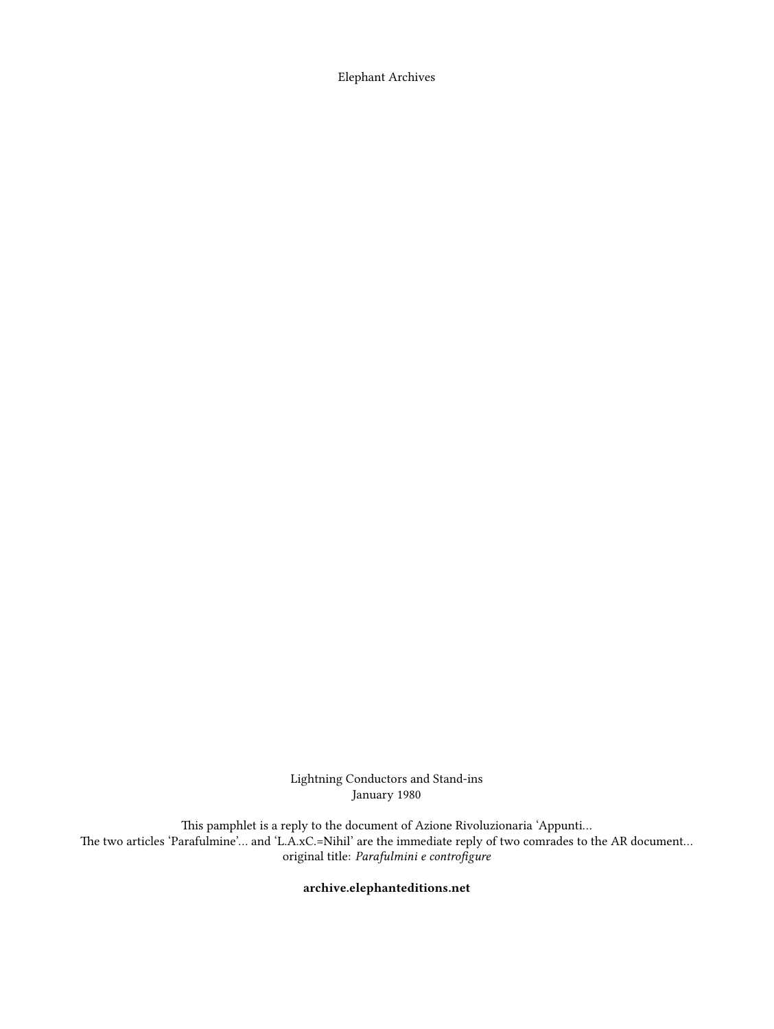Elephant Archives

Lightning Conductors and Stand-ins
January 1980

This pamphlet is a reply to the document of Azione Rivoluzionaria 'Appunti…
The two articles 'Parafulmine'… and 'L.A.xC.=Nihil' are the immediate reply of two comrades to the AR document…
original title: *Parafulmini e controfigure*

**archive.elephanteditions.net**